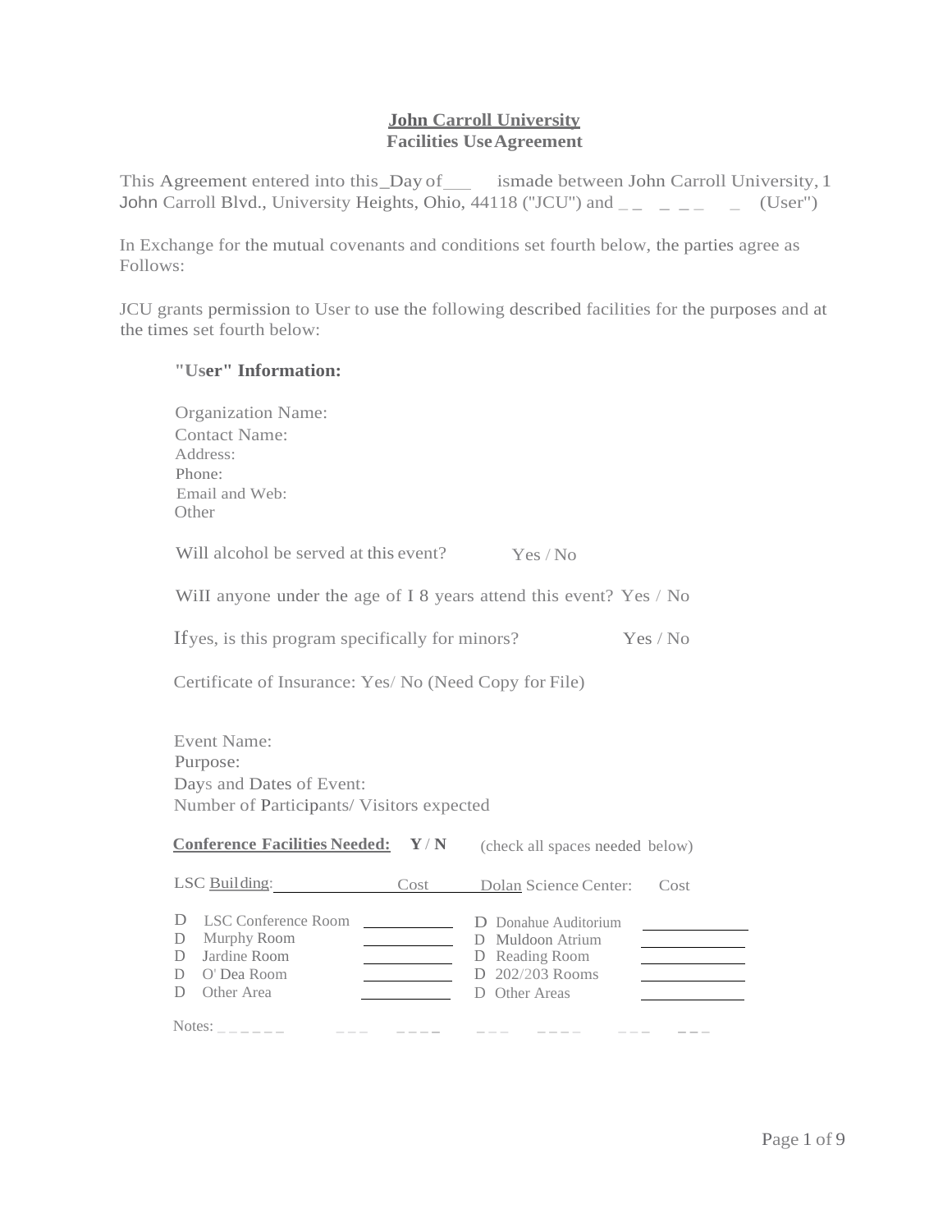**John Carroll University**
**Facilities Use Agreement**

This Agreement entered into this_Day of___ ismade between John Carroll University, 1 John Carroll Blvd., University Heights, Ohio, 44118 ("JCU") and _ _ _ _ _ _ (User")

In Exchange for the mutual covenants and conditions set fourth below, the parties agree as Follows:

JCU grants permission to User to use the following described facilities for the purposes and at the times set fourth below:

**"User" Information:**

Organization Name:
Contact Name:
Address:
Phone:
Email and Web:
Other

Will alcohol be served at this event? Yes / No

WiII anyone under the age of I 8 years attend this event? Yes / No

Ifyes, is this program specifically for minors? Yes / No

Certificate of Insurance: Yes/ No (Need Copy for File)

Event Name:
Purpose:
Days and Dates of Event:
Number of Participants/ Visitors expected

**Conference Facilities Needed: Y / N** (check all spaces needed below)

| LSC Building: | Cost | Dolan Science Center: | Cost |
|---|---|---|---|
| D LSC Conference Room | | D Donahue Auditorium | |
| D Murphy Room | | D Muldoon Atrium | |
| D Jardine Room | | D Reading Room | |
| D O' Dea Room | | D 202/203 Rooms | |
| D Other Area | | D Other Areas | |

Notes: _ _ _ _ _ _ _ _ _ _ _ _ _ _ _ _ _ _ _ _ _ _ _ _ _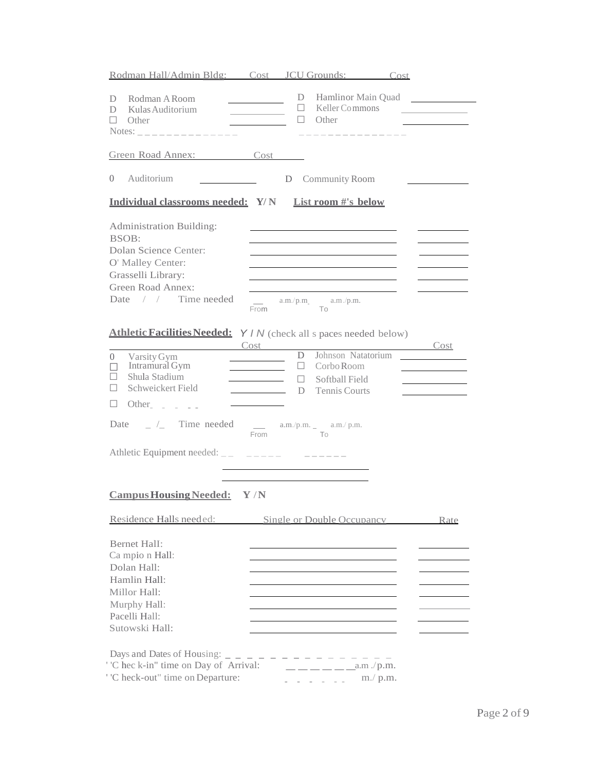| Rodman Hall/Admin Bldg: | Cost | JCU Grounds: | Cost |
|---|---|---|---|
| D Rodman A Room | | D Hamlinor Main Quad | |
| D Kulas Auditorium | | ☐ Keller Commons | |
| ☐ Other | | ☐ Other | |

Notes: _ _ _ _ _ _ _ _ _ _ _ _ _ _ _ _ _ _ _ _ _ _ _ _ _ _ _ _ _

| Green Road Annex: | Cost | | |
|---|---|---|---|
| 0 Auditorium | | D Community Room | |

**Individual classrooms needed: Y/ N** **List room #'s below**

| | | |
|---|---|---|
| Administration Building: | | |
| BSOB: | | |
| Dolan Science Center: | | |
| O' Malley Center: | | |
| Grasselli Library: | | |
| Green Road Annex: | | |

Date / / Time needed __ a.m./p.m. a.m./p.m.
From To

**Athletic Facilities Needed:** *Y / N* (check all s paces needed below)

| | Cost | | Cost |
|---|---|---|---|
| 0 Varsity Gym | | D Johnson Natatorium | |
| ☐ Intramural Gym | | ☐ Corbo Room | |
| ☐ Shula Stadium | | ☐ Softball Field | |
| ☐ Schweickert Field | | D Tennis Courts | |
| ☐ Other_ _ _ _ _ _ | | | |

Date _ /_ Time needed __ a.m./p.m. _ a.m./ p.m.
From To

Athletic Equipment needed: _ _ _ _ _ _ _ _ _ _ _ _ _

**Campus Housing Needed: Y / N**

| Residence Halls needed: | Single or Double Occupancy | Rate |
|---|---|---|
| Bernet Hall: | | |
| Campion Hall: | | |
| Dolan Hall: | | |
| Hamlin Hall: | | |
| Millor Hall: | | |
| Murphy Hall: | | |
| Pacelli Hall: | | |
| Sutowski Hall: | | |

Days and Dates of Housing: _ _ _ _ _ _ _ _ _ _ _ _ _ _ _
"Check-in" time on Day of Arrival: _ _ _ _ _ _ a.m./p.m.
"Check-out" time on Departure: _ _ _ _ _ _ _ m./ p.m.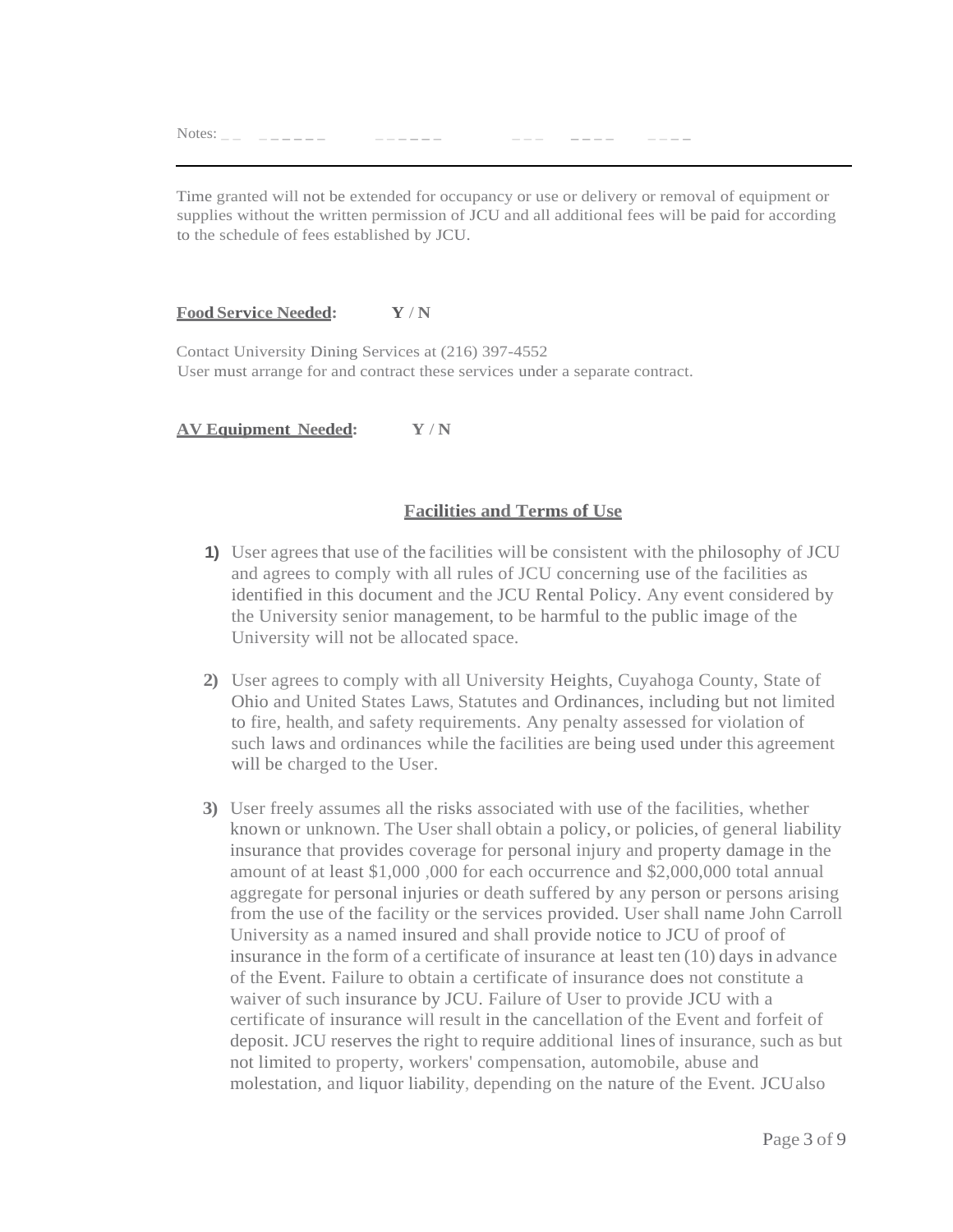Notes: __ ______ ______ ___ ____ ____

---

Time granted will not be extended for occupancy or use or delivery or removal of equipment or supplies without the written permission of JCU and all additional fees will be paid for according to the schedule of fees established by JCU.

**Food Service Needed:** **Y / N**

Contact University Dining Services at (216) 397-4552
User must arrange for and contract these services under a separate contract.

**AV Equipment Needed:** **Y / N**

## Facilities and Terms of Use

1) User agrees that use of the facilities will be consistent with the philosophy of JCU and agrees to comply with all rules of JCU concerning use of the facilities as identified in this document and the JCU Rental Policy. Any event considered by the University senior management, to be harmful to the public image of the University will not be allocated space.

2) User agrees to comply with all University Heights, Cuyahoga County, State of Ohio and United States Laws, Statutes and Ordinances, including but not limited to fire, health, and safety requirements. Any penalty assessed for violation of such laws and ordinances while the facilities are being used under this agreement will be charged to the User.

3) User freely assumes all the risks associated with use of the facilities, whether known or unknown. The User shall obtain a policy, or policies, of general liability insurance that provides coverage for personal injury and property damage in the amount of at least $1,000 ,000 for each occurrence and $2,000,000 total annual aggregate for personal injuries or death suffered by any person or persons arising from the use of the facility or the services provided. User shall name John Carroll University as a named insured and shall provide notice to JCU of proof of insurance in the form of a certificate of insurance at least ten (10) days in advance of the Event. Failure to obtain a certificate of insurance does not constitute a waiver of such insurance by JCU. Failure of User to provide JCU with a certificate of insurance will result in the cancellation of the Event and forfeit of deposit. JCU reserves the right to require additional lines of insurance, such as but not limited to property, workers' compensation, automobile, abuse and molestation, and liquor liability, depending on the nature of the Event. JCU also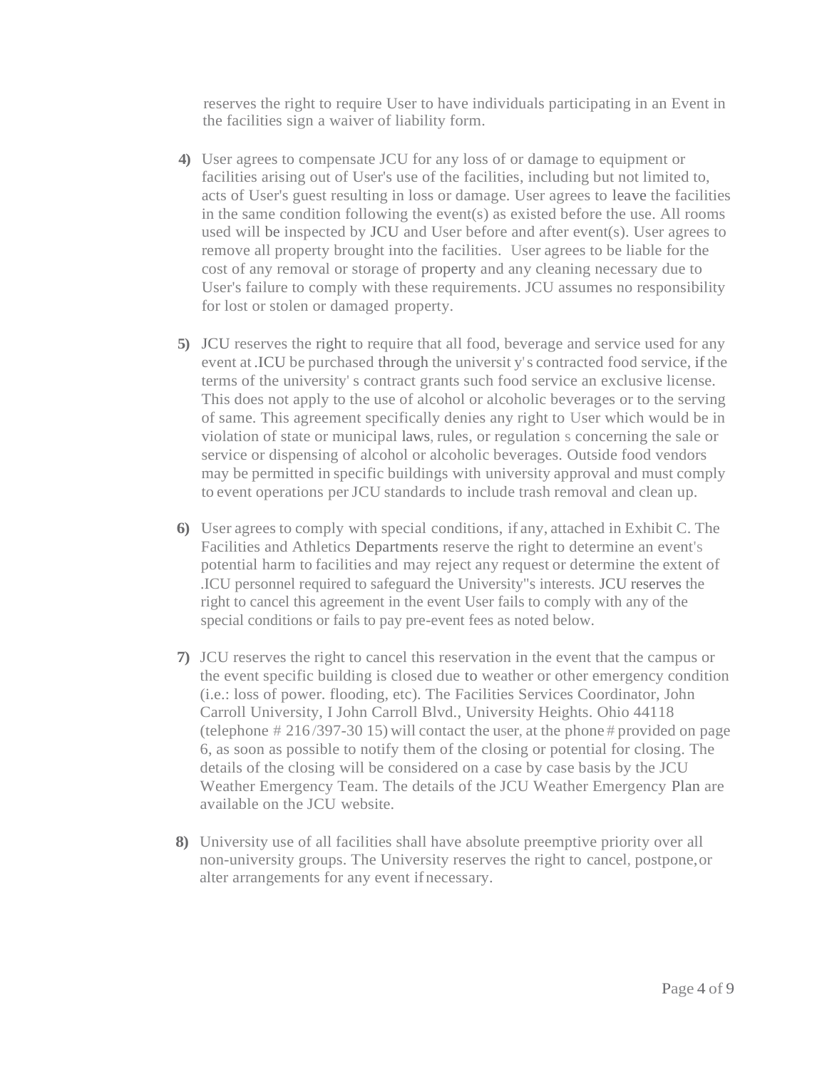reserves the right to require User to have individuals participating in an Event in the facilities sign a waiver of liability form.

4) User agrees to compensate JCU for any loss of or damage to equipment or facilities arising out of User's use of the facilities, including but not limited to, acts of User's guest resulting in loss or damage. User agrees to leave the facilities in the same condition following the event(s) as existed before the use. All rooms used will be inspected by JCU and User before and after event(s). User agrees to remove all property brought into the facilities. User agrees to be liable for the cost of any removal or storage of property and any cleaning necessary due to User's failure to comply with these requirements. JCU assumes no responsibility for lost or stolen or damaged property.

5) JCU reserves the right to require that all food, beverage and service used for any event at .ICU be purchased through the universit y' s contracted food service, if the terms of the university' s contract grants such food service an exclusive license. This does not apply to the use of alcohol or alcoholic beverages or to the serving of same. This agreement specifically denies any right to User which would be in violation of state or municipal laws, rules, or regulation s concerning the sale or service or dispensing of alcohol or alcoholic beverages. Outside food vendors may be permitted in specific buildings with university approval and must comply to event operations per JCU standards to include trash removal and clean up.

6) User agrees to comply with special conditions, if any, attached in Exhibit C. The Facilities and Athletics Departments reserve the right to determine an event's potential harm to facilities and may reject any request or determine the extent of .ICU personnel required to safeguard the University"s interests. JCU reserves the right to cancel this agreement in the event User fails to comply with any of the special conditions or fails to pay pre-event fees as noted below.

7) JCU reserves the right to cancel this reservation in the event that the campus or the event specific building is closed due to weather or other emergency condition (i.e.: loss of power. flooding, etc). The Facilities Services Coordinator, John Carroll University, I John Carroll Blvd., University Heights. Ohio 44118 (telephone # 216 /397-30 15) will contact the user, at the phone # provided on page 6, as soon as possible to notify them of the closing or potential for closing. The details of the closing will be considered on a case by case basis by the JCU Weather Emergency Team. The details of the JCU Weather Emergency Plan are available on the JCU website.

8) University use of all facilities shall have absolute preemptive priority over all non-university groups. The University reserves the right to cancel, postpone, or alter arrangements for any event if necessary.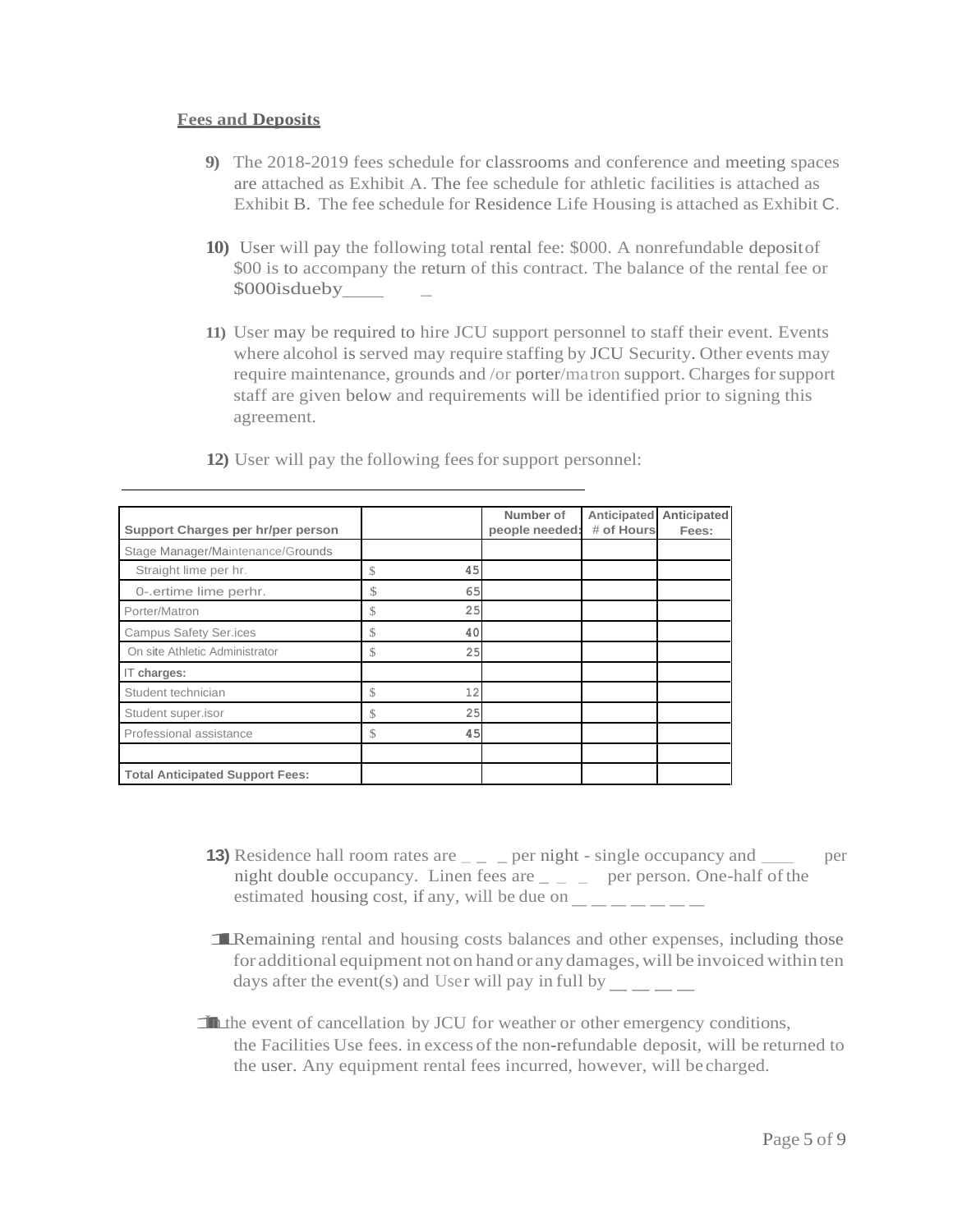## Fees and Deposits

9) The 2018-2019 fees schedule for classrooms and conference and meeting spaces are attached as Exhibit A. The fee schedule for athletic facilities is attached as Exhibit B. The fee schedule for Residence Life Housing is attached as Exhibit C.

10) User will pay the following total rental fee: $000. A nonrefundable deposit of $00 is to accompany the return of this contract. The balance of the rental fee or $000isdueby____ _

11) User may be required to hire JCU support personnel to staff their event. Events where alcohol is served may require staffing by JCU Security. Other events may require maintenance, grounds and /or porter/matron support. Charges for support staff are given below and requirements will be identified prior to signing this agreement.

12) User will pay the following fees for support personnel:

| Support Charges per hr/per person | | Number of people needed: | Anticipated # of Hours | Anticipated Fees: |
|---|---|---|---|---|
| Stage Manager/Maintenance/Grounds | | | | |
| Straight lime per hr. | $ 45 | | | |
| 0-.ertime lime perhr. | $ 65 | | | |
| Porter/Matron | $ 25 | | | |
| Campus Safety Ser.ices | $ 40 | | | |
| On site Athletic Administrator | $ 25 | | | |
| IT charges: | | | | |
| Student technician | $ 12 | | | |
| Student super.isor | $ 25 | | | |
| Professional assistance | $ 45 | | | |
| | | | | |
| Total Anticipated Support Fees: | | | | |

13) Residence hall room rates are _ _ _ per night - single occupancy and ___ per night double occupancy. Linen fees are _ _ _ per person. One-half of the estimated housing cost, if any, will be due on _ _ _ _ _ _ _

Remaining rental and housing costs balances and other expenses, including those for additional equipment not on hand or any damages, will be invoiced within ten days after the event(s) and User will pay in full by __ __ __ __

In the event of cancellation by JCU for weather or other emergency conditions, the Facilities Use fees. in excess of the non-refundable deposit, will be returned to the user. Any equipment rental fees incurred, however, will be charged.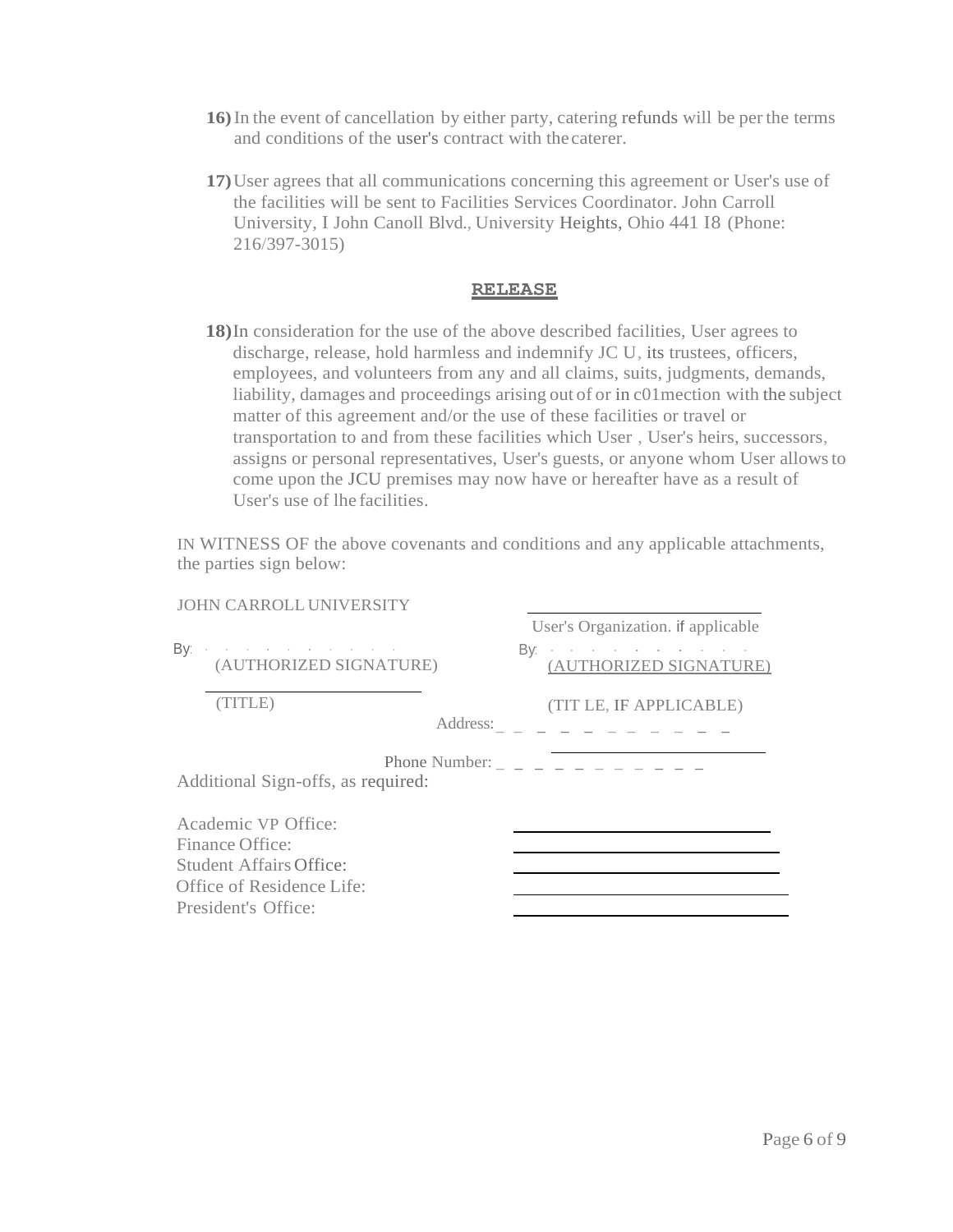16) In the event of cancellation by either party, catering refunds will be per the terms and conditions of the user's contract with the caterer.

17) User agrees that all communications concerning this agreement or User's use of the facilities will be sent to Facilities Services Coordinator. John Carroll University, I John Canoll Blvd., University Heights, Ohio 441 I8 (Phone: 216/397-3015)

## RELEASE

18) In consideration for the use of the above described facilities, User agrees to discharge, release, hold harmless and indemnify JC U, its trustees, officers, employees, and volunteers from any and all claims, suits, judgments, demands, liability, damages and proceedings arising out of or in c01mection with the subject matter of this agreement and/or the use of these facilities or travel or transportation to and from these facilities which User , User's heirs, successors, assigns or personal representatives, User's guests, or anyone whom User allows to come upon the JCU premises may now have or hereafter have as a result of User's use of lhe facilities.

IN WITNESS OF the above covenants and conditions and any applicable attachments, the parties sign below:

JOHN CARROLL UNIVERSITY

By: ____________________
(AUTHORIZED SIGNATURE)

____________________
(TITLE)

____________________
User's Organization. if applicable

By: ____________________
(AUTHORIZED SIGNATURE)

(TIT LE, IF APPLICABLE)

Address: ____________________

____________________

Phone Number: ____________________

Additional Sign-offs, as required:

Academic VP Office: ____________________
Finance Office: ____________________
Student Affairs Office: ____________________
Office of Residence Life: ____________________
President's Office: ____________________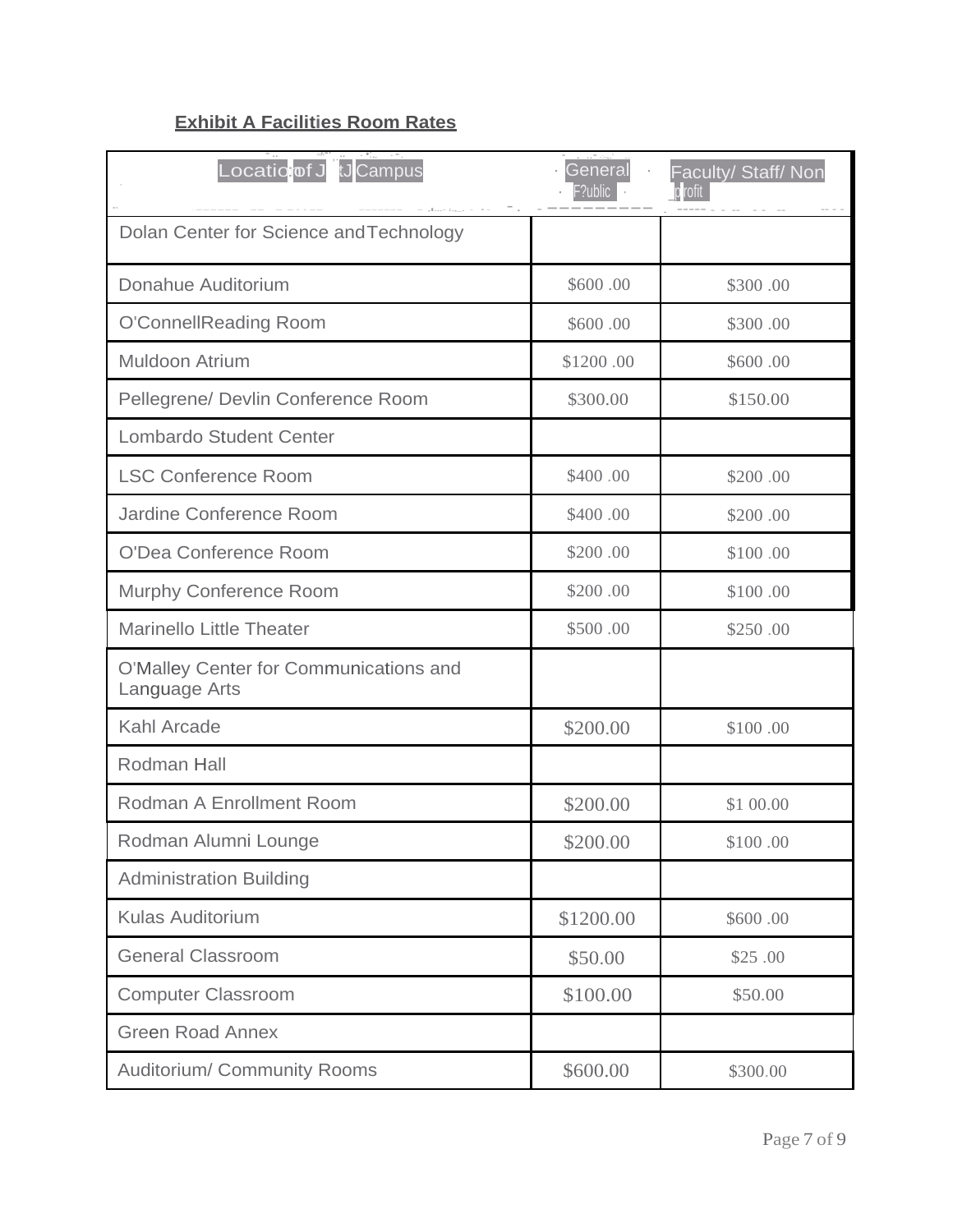**Exhibit A Facilities Room Rates**

| Location of JCU Campus | General Public | Faculty/ Staff/ Non profit |
|---|---|---|
| Dolan Center for Science and Technology | | |
| Donahue Auditorium | $600.00 | $300.00 |
| O'Connell Reading Room | $600.00 | $300.00 |
| Muldoon Atrium | $1200.00 | $600.00 |
| Pellegrene/ Devlin Conference Room | $300.00 | $150.00 |
| Lombardo Student Center | | |
| LSC Conference Room | $400.00 | $200.00 |
| Jardine Conference Room | $400.00 | $200.00 |
| O'Dea Conference Room | $200.00 | $100.00 |
| Murphy Conference Room | $200.00 | $100.00 |
| Marinello Little Theater | $500.00 | $250.00 |
| O'Malley Center for Communications and Language Arts | | |
| Kahl Arcade | $200.00 | $100.00 |
| Rodman Hall | | |
| Rodman A Enrollment Room | $200.00 | $100.00 |
| Rodman Alumni Lounge | $200.00 | $100.00 |
| Administration Building | | |
| Kulas Auditorium | $1200.00 | $600.00 |
| General Classroom | $50.00 | $25.00 |
| Computer Classroom | $100.00 | $50.00 |
| Green Road Annex | | |
| Auditorium/ Community Rooms | $600.00 | $300.00 |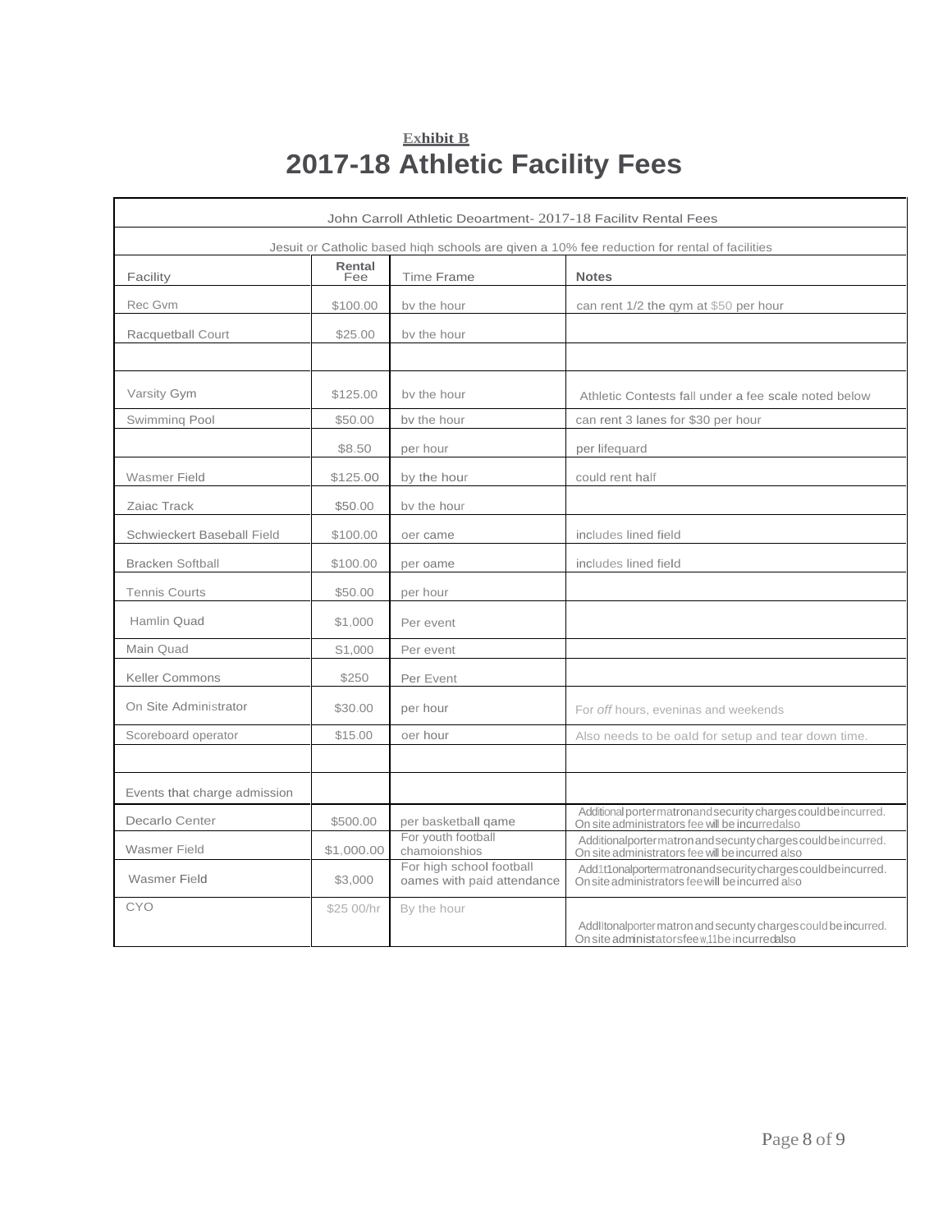**Exhibit B**

# 2017-18 Athletic Facility Fees

| John Carroll Athletic Deoartment- 2017-18 Facilitv Rental Fees | | | |
|---|---|---|---|
| Jesuit or Catholic based hiqh schools are qiven a 10% fee reduction for rental of facilities | | | |
| Facility | Rental Fee | Time Frame | **Notes** |
| Rec Gvm | $100.00 | bv the hour | can rent 1/2 the qym at $50 per hour |
| Racquetball Court | $25.00 | bv the hour | |
| | | | |
| Varsity Gym | $125.00 | bv the hour | Athletic Contests fall under a fee scale noted below |
| Swimminq Pool | $50.00 | bv the hour | can rent 3 lanes for $30 per hour |
| | $8.50 | per hour | per lifequard |
| Wasmer Field | $125.00 | by the hour | could rent half |
| Zaiac Track | $50.00 | bv the hour | |
| Schwieckert Baseball Field | $100.00 | oer came | includes lined field |
| Bracken Softball | $100.00 | per oame | includes lined field |
| Tennis Courts | $50.00 | per hour | |
| Hamlin Quad | $1,000 | Per event | |
| Main Quad | S1,000 | Per event | |
| Keller Commons | $250 | Per Event | |
| On Site Administrator | $30.00 | per hour | For *off* hours, eveninas and weekends |
| Scoreboard operator | $15.00 | oer hour | Also needs to be oald for setup and tear down time. |
| | | | |
| Events that charge admission | | | |
| Decarlo Center | $500.00 | per basketball qame | Additional portermatronandsecurity charges couldbeincurred. On site administrators fee will be incurredalso |
| Wasmer Field | $1,000.00 | For youth football chamoionshios | Additionalportermatronandsecunty charges couldbeincurred. On site administrators fee will be incurred also |
| Wasmer Field | $3,000 | For high school football oames with paid attendance | Add1t1onalportermatronandsecuritycharges couldbeincurred. On site administrators fee will be incurred also |
| CYO | $25 00/hr | By the hour | Addltonalporter matron and secunty charges could be incurred. On site administatorsfee w,11be incurredalso |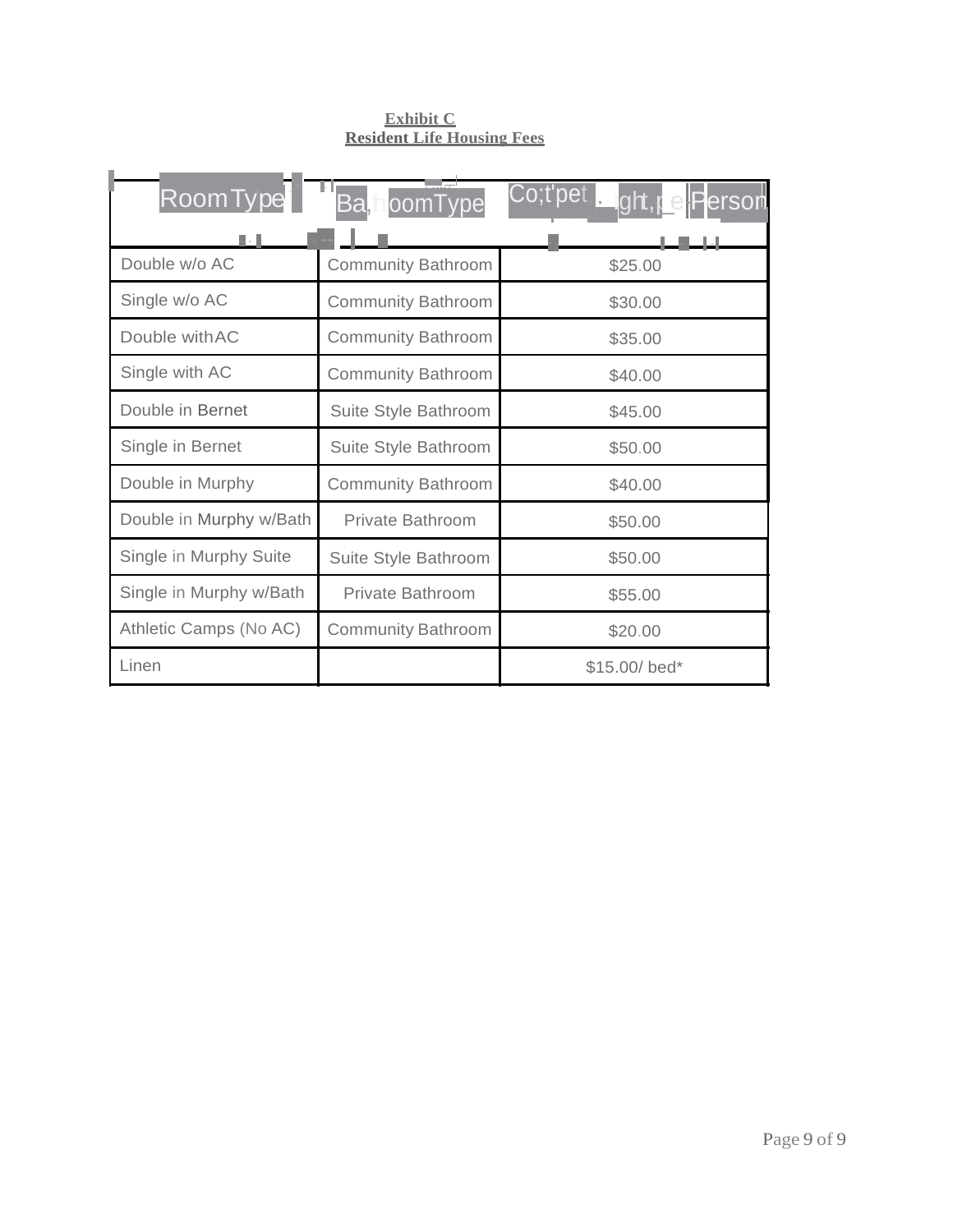**Exhibit C**
**Resident Life Housing Fees**

| Room Type | Bathroom Type | Cost per Night per Person |
|---|---|---|
| Double w/o AC | Community Bathroom | $25.00 |
| Single w/o AC | Community Bathroom | $30.00 |
| Double with AC | Community Bathroom | $35.00 |
| Single with AC | Community Bathroom | $40.00 |
| Double in Bernet | Suite Style Bathroom | $45.00 |
| Single in Bernet | Suite Style Bathroom | $50.00 |
| Double in Murphy | Community Bathroom | $40.00 |
| Double in Murphy w/Bath | Private Bathroom | $50.00 |
| Single in Murphy Suite | Suite Style Bathroom | $50.00 |
| Single in Murphy w/Bath | Private Bathroom | $55.00 |
| Athletic Camps (No AC) | Community Bathroom | $20.00 |
| Linen | | $15.00/ bed* |